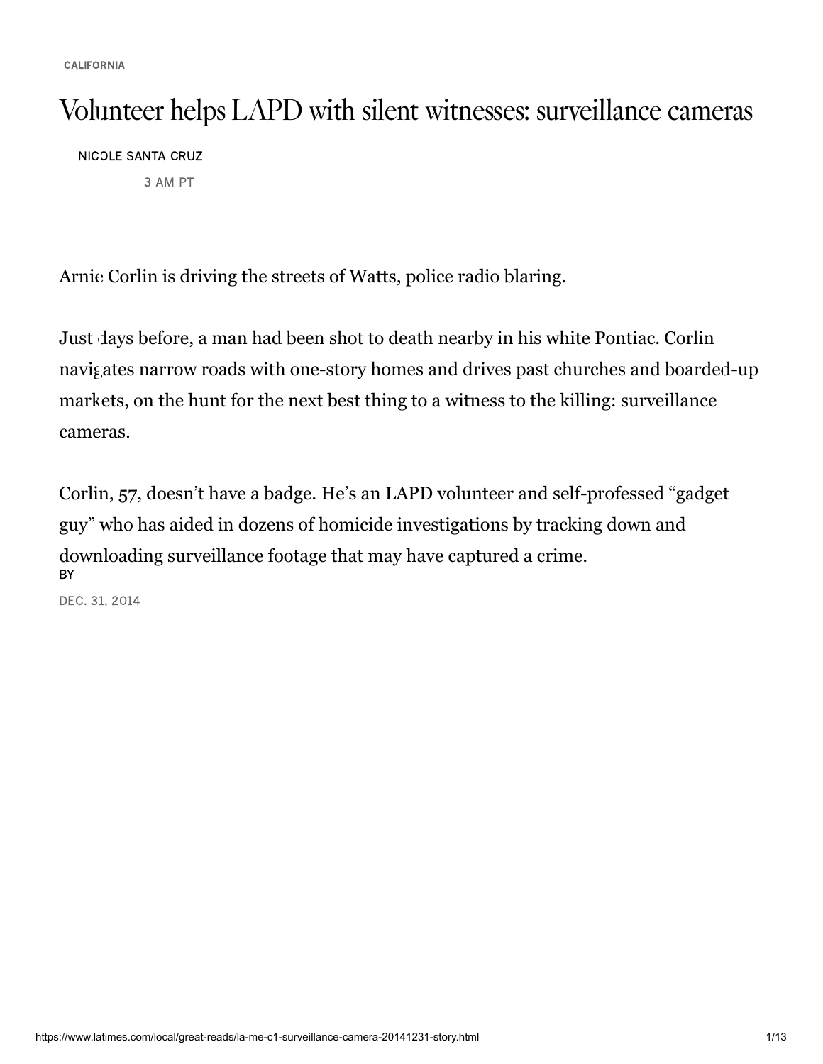CALIFORNIA

# Volunteer helps LAPD with silent witnesses: surveillance cameras

BY NICOLE SANTA CRUZ

DEC. 31, 2014 3 AM PT

Arnie Corlin is driving the streets of Watts, police radio blaring.

Just days before, a man had been shot to death nearby in his white Pontiac. Corlin navigates narrow roads with one-story homes and drives past churches and boarded-up markets, on the hunt for the next best thing to a witness to the killing: surveillance cameras.

Corlin, 57, doesn't have a badge. He's an LAPD volunteer and self-professed "gadget guy" who has aided in dozens of homicide investigations by tracking down and downloading surveillance footage that may have captured a crime.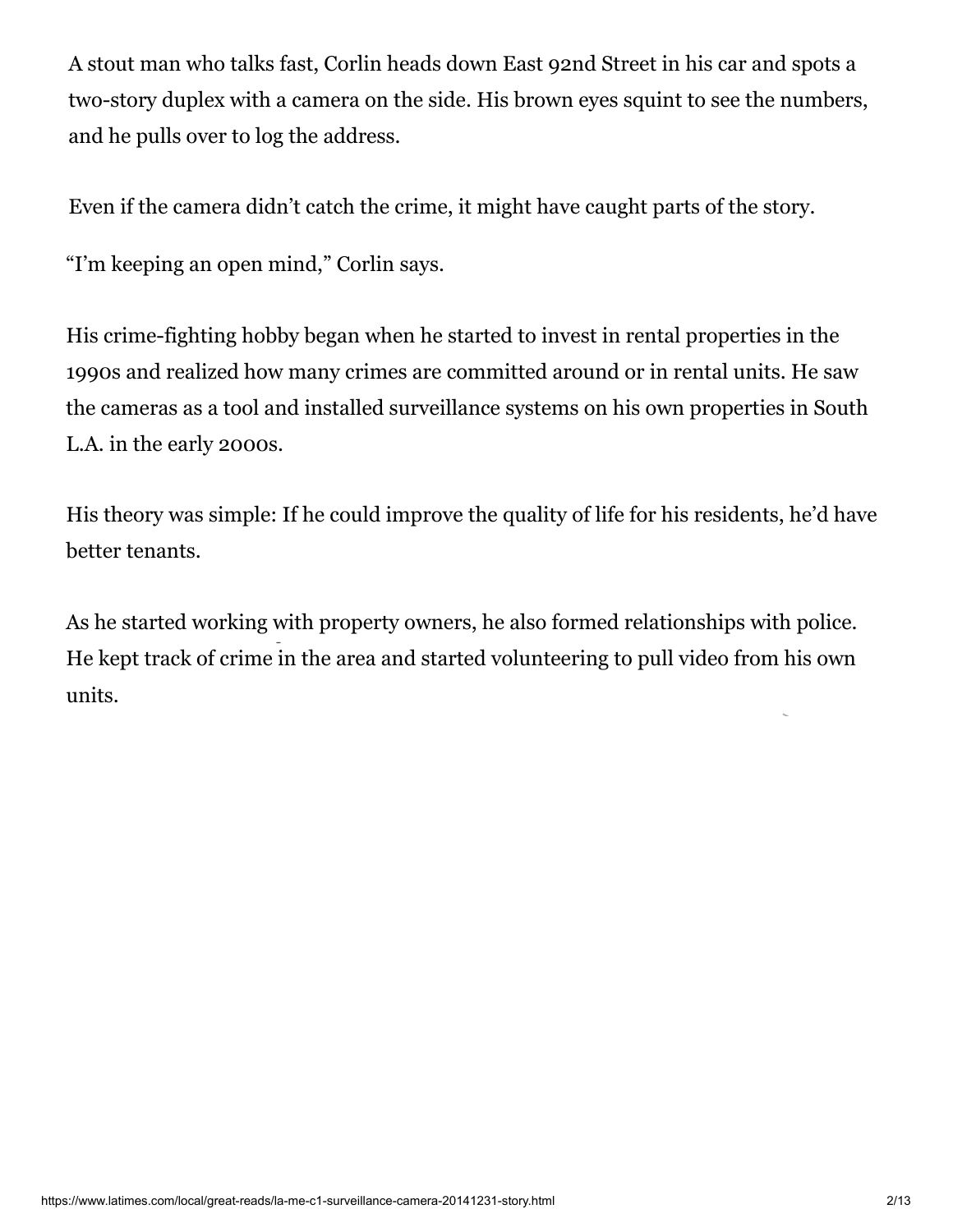A stout man who talks fast, Corlin heads down East 92nd Street in his car and spots a two-story duplex with a camera on the side. His brown eyes squint to see the numbers, and he pulls over to log the address.

Even if the camera didn't catch the crime, it might have caught parts of the story.

"I'm keeping an open mind," Corlin says.

His crime-fighting hobby began when he started to invest in rental properties in the 1990s and realized how many crimes are committed around or in rental units. He saw the cameras as a tool and installed surveillance systems on his own properties in South L.A. in the early 2000s.

His theory was simple: If he could improve the quality of life for his residents, he'd have better tenants.

As he started working with property owners, he also formed relationships with police. He kept track of crime in the area and started volunteering to pull video from his own units.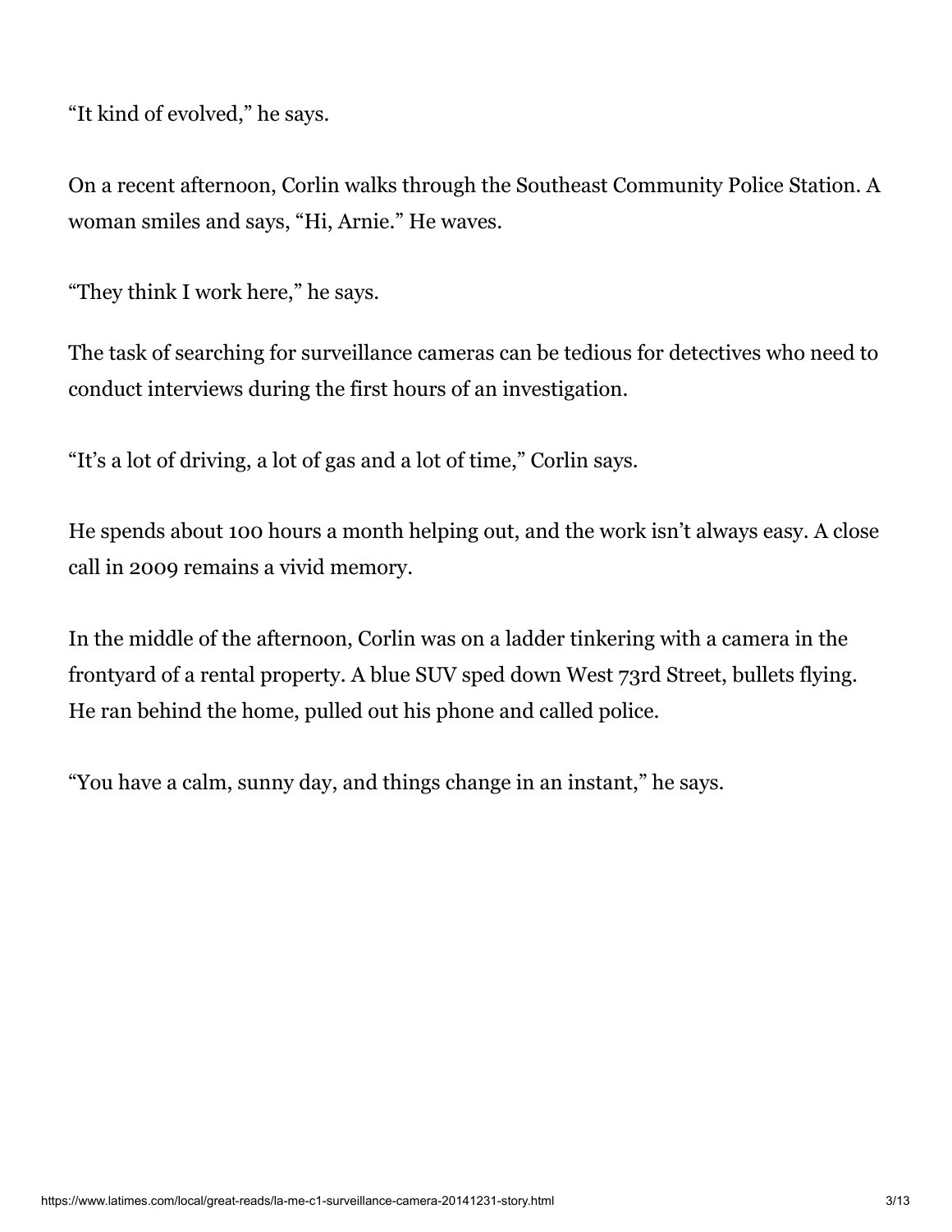"It kind of evolved," he says.

On a recent afternoon, Corlin walks through the Southeast Community Police Station. A woman smiles and says, "Hi, Arnie." He waves.

"They think I work here," he says.

The task of searching for surveillance cameras can be tedious for detectives who need to conduct interviews during the first hours of an investigation.

"It's a lot of driving, a lot of gas and a lot of time," Corlin says.

He spends about 100 hours a month helping out, and the work isn't always easy. A close call in 2009 remains a vivid memory.

In the middle of the afternoon, Corlin was on a ladder tinkering with a camera in the frontyard of a rental property. A blue SUV sped down West 73rd Street, bullets flying. He ran behind the home, pulled out his phone and called police.

"You have a calm, sunny day, and things change in an instant," he says.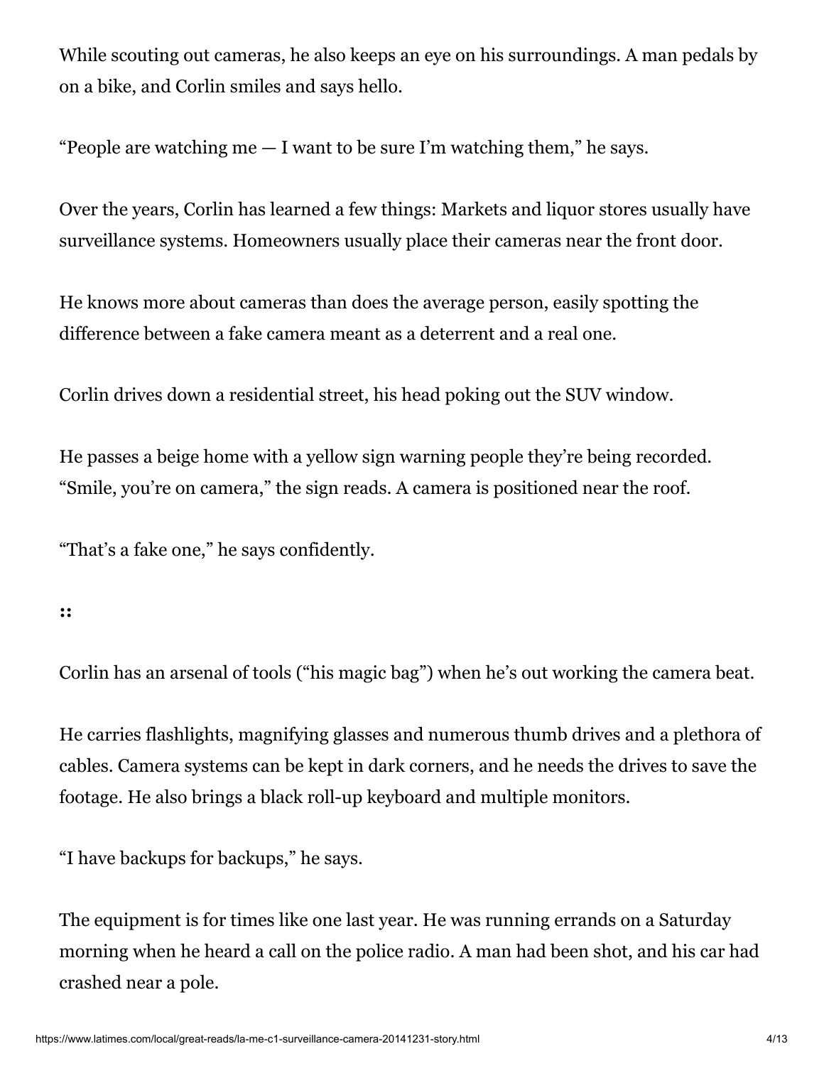While scouting out cameras, he also keeps an eye on his surroundings. A man pedals by on a bike, and Corlin smiles and says hello.

“People are watching me — I want to be sure I’m watching them,” he says.

Over the years, Corlin has learned a few things: Markets and liquor stores usually have surveillance systems. Homeowners usually place their cameras near the front door.

He knows more about cameras than does the average person, easily spotting the difference between a fake camera meant as a deterrent and a real one.

Corlin drives down a residential street, his head poking out the SUV window.

He passes a beige home with a yellow sign warning people they’re being recorded. “Smile, you’re on camera,” the sign reads. A camera is positioned near the roof.

“That’s a fake one,” he says confidently.

::

Corlin has an arsenal of tools (“his magic bag”) when he’s out working the camera beat.

He carries flashlights, magnifying glasses and numerous thumb drives and a plethora of cables. Camera systems can be kept in dark corners, and he needs the drives to save the footage. He also brings a black roll-up keyboard and multiple monitors.

“I have backups for backups,” he says.

The equipment is for times like one last year. He was running errands on a Saturday morning when he heard a call on the police radio. A man had been shot, and his car had crashed near a pole.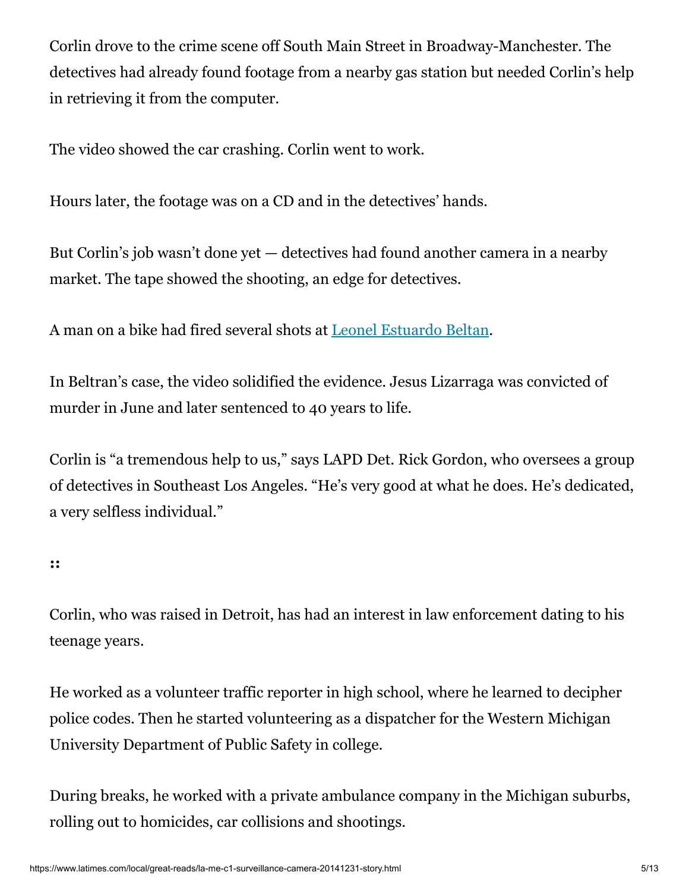Corlin drove to the crime scene off South Main Street in Broadway-Manchester. The detectives had already found footage from a nearby gas station but needed Corlin's help in retrieving it from the computer.

The video showed the car crashing. Corlin went to work.

Hours later, the footage was on a CD and in the detectives' hands.

But Corlin's job wasn't done yet — detectives had found another camera in a nearby market. The tape showed the shooting, an edge for detectives.

A man on a bike had fired several shots at Leonel Estuardo Beltan.

In Beltran's case, the video solidified the evidence. Jesus Lizarraga was convicted of murder in June and later sentenced to 40 years to life.

Corlin is "a tremendous help to us," says LAPD Det. Rick Gordon, who oversees a group of detectives in Southeast Los Angeles. "He's very good at what he does. He's dedicated, a very selfless individual."

::

Corlin, who was raised in Detroit, has had an interest in law enforcement dating to his teenage years.

He worked as a volunteer traffic reporter in high school, where he learned to decipher police codes. Then he started volunteering as a dispatcher for the Western Michigan University Department of Public Safety in college.

During breaks, he worked with a private ambulance company in the Michigan suburbs, rolling out to homicides, car collisions and shootings.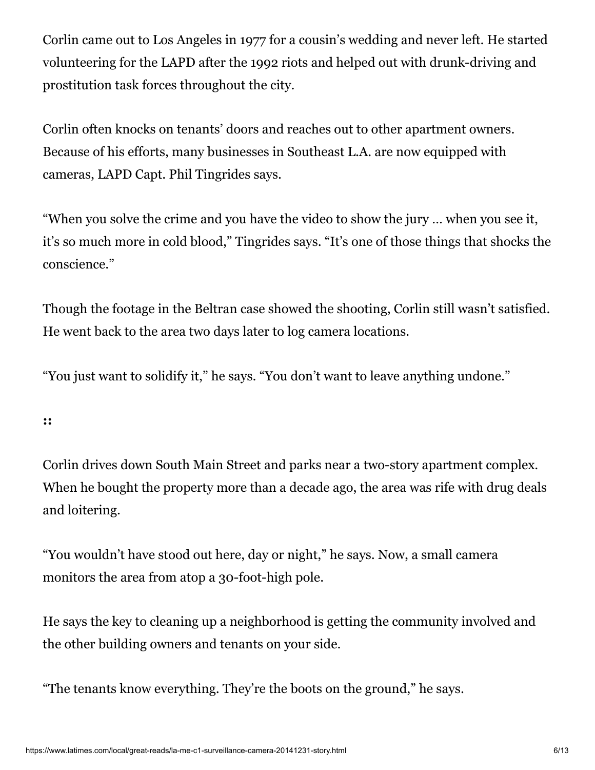Corlin came out to Los Angeles in 1977 for a cousin's wedding and never left. He started volunteering for the LAPD after the 1992 riots and helped out with drunk-driving and prostitution task forces throughout the city.

Corlin often knocks on tenants' doors and reaches out to other apartment owners. Because of his efforts, many businesses in Southeast L.A. are now equipped with cameras, LAPD Capt. Phil Tingrides says.

"When you solve the crime and you have the video to show the jury … when you see it, it's so much more in cold blood," Tingrides says. "It's one of those things that shocks the conscience."

Though the footage in the Beltran case showed the shooting, Corlin still wasn't satisfied. He went back to the area two days later to log camera locations.

"You just want to solidify it," he says. "You don't want to leave anything undone."

**::**

Corlin drives down South Main Street and parks near a two-story apartment complex. When he bought the property more than a decade ago, the area was rife with drug deals and loitering.

"You wouldn't have stood out here, day or night," he says. Now, a small camera monitors the area from atop a 30-foot-high pole.

He says the key to cleaning up a neighborhood is getting the community involved and the other building owners and tenants on your side.

"The tenants know everything. They're the boots on the ground," he says.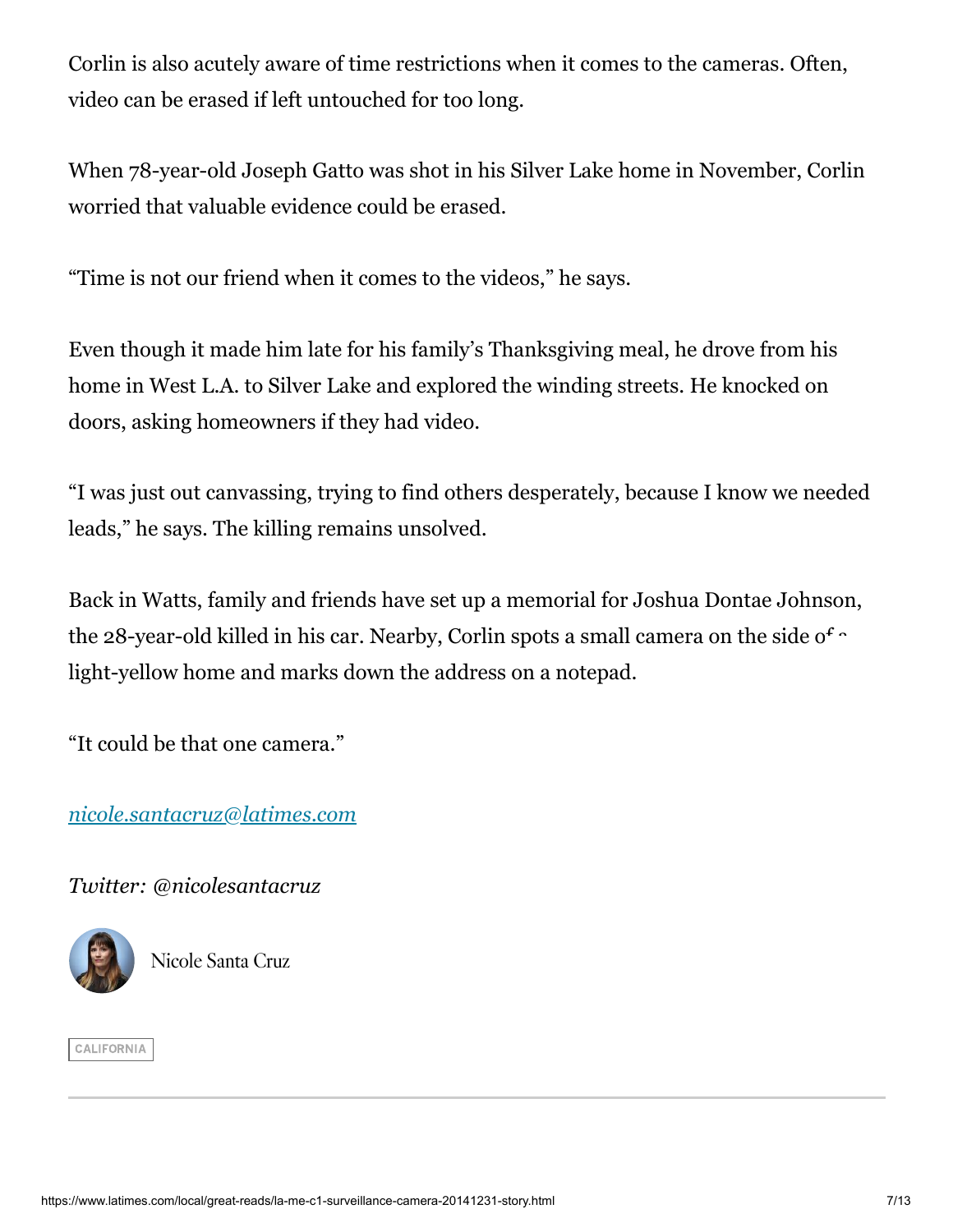Corlin is also acutely aware of time restrictions when it comes to the cameras. Often, video can be erased if left untouched for too long.

When 78-year-old Joseph Gatto was shot in his Silver Lake home in November, Corlin worried that valuable evidence could be erased.

"Time is not our friend when it comes to the videos," he says.

Even though it made him late for his family's Thanksgiving meal, he drove from his home in West L.A. to Silver Lake and explored the winding streets. He knocked on doors, asking homeowners if they had video.

"I was just out canvassing, trying to find others desperately, because I know we needed leads," he says. The killing remains unsolved.

Back in Watts, family and friends have set up a memorial for Joshua Dontae Johnson, the 28-year-old killed in his car. Nearby, Corlin spots a small camera on the side of a light-yellow home and marks down the address on a notepad.

"It could be that one camera."

*nicole.santacruz@latimes.com*

*Twitter: @nicolesantacruz*

Nicole Santa Cruz

CALIFORNIA